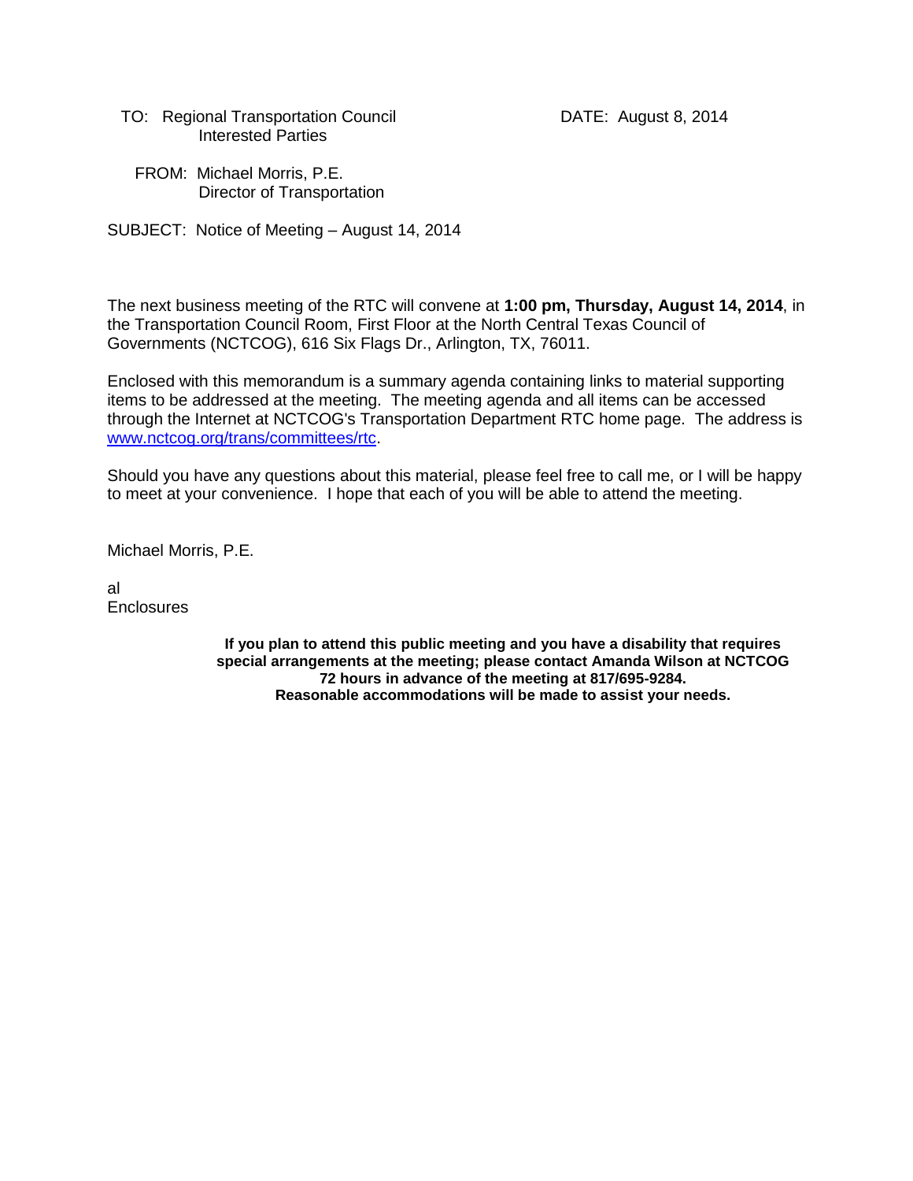TO: Regional Transportation Council
Interested Parties

DATE: August 8, 2014

FROM: Michael Morris, P.E.
Director of Transportation

SUBJECT: Notice of Meeting – August 14, 2014

The next business meeting of the RTC will convene at **1:00 pm, Thursday, August 14, 2014**, in the Transportation Council Room, First Floor at the North Central Texas Council of Governments (NCTCOG), 616 Six Flags Dr., Arlington, TX, 76011.

Enclosed with this memorandum is a summary agenda containing links to material supporting items to be addressed at the meeting. The meeting agenda and all items can be accessed through the Internet at NCTCOG's Transportation Department RTC home page. The address is [www.nctcog.org/trans/committees/rtc](www.nctcog.org/trans/committees/rtc).

Should you have any questions about this material, please feel free to call me, or I will be happy to meet at your convenience. I hope that each of you will be able to attend the meeting.

Michael Morris, P.E.

al
Enclosures

**If you plan to attend this public meeting and you have a disability that requires special arrangements at the meeting; please contact Amanda Wilson at NCTCOG 72 hours in advance of the meeting at 817/695-9284. Reasonable accommodations will be made to assist your needs.**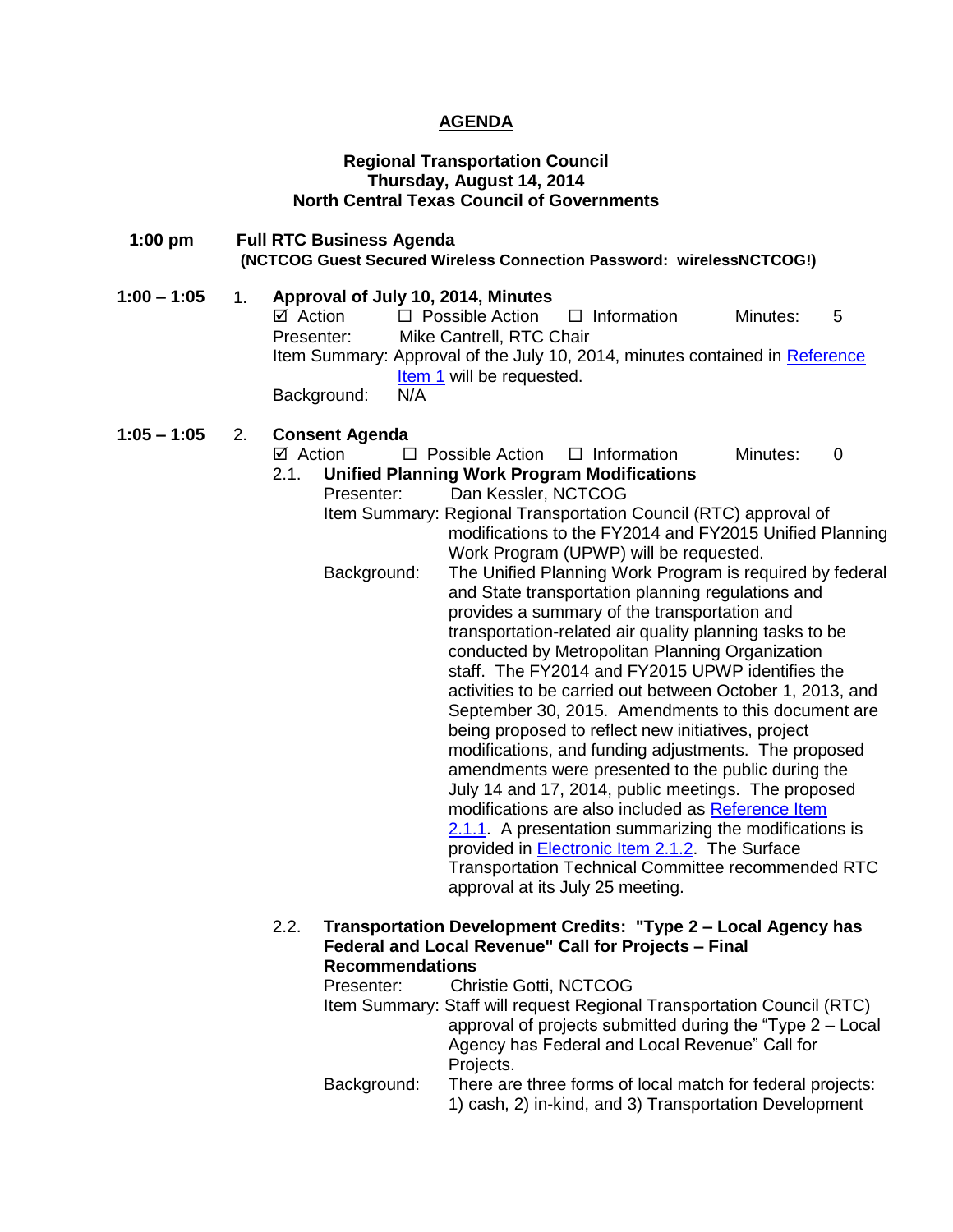# AGENDA

**Regional Transportation Council**
**Thursday, August 14, 2014**
**North Central Texas Council of Governments**

**1:00 pm** **Full RTC Business Agenda**
**(NCTCOG Guest Secured Wireless Connection Password: wirelessNCTCOG!)**

**1:00 – 1:05** 1. **Approval of July 10, 2014, Minutes**

☑ Action ☐ Possible Action ☐ Information Minutes: 5

Presenter: Mike Cantrell, RTC Chair

Item Summary: Approval of the July 10, 2014, minutes contained in Reference Item 1 will be requested.

Background: N/A

**1:05 – 1:05** 2. **Consent Agenda**

☑ Action ☐ Possible Action ☐ Information Minutes: 0

2.1. **Unified Planning Work Program Modifications**

Presenter: Dan Kessler, NCTCOG

Item Summary: Regional Transportation Council (RTC) approval of modifications to the FY2014 and FY2015 Unified Planning Work Program (UPWP) will be requested.

Background: The Unified Planning Work Program is required by federal and State transportation planning regulations and provides a summary of the transportation and transportation-related air quality planning tasks to be conducted by Metropolitan Planning Organization staff. The FY2014 and FY2015 UPWP identifies the activities to be carried out between October 1, 2013, and September 30, 2015. Amendments to this document are being proposed to reflect new initiatives, project modifications, and funding adjustments. The proposed amendments were presented to the public during the July 14 and 17, 2014, public meetings. The proposed modifications are also included as Reference Item 2.1.1. A presentation summarizing the modifications is provided in Electronic Item 2.1.2. The Surface Transportation Technical Committee recommended RTC approval at its July 25 meeting.

2.2. **Transportation Development Credits: "Type 2 – Local Agency has Federal and Local Revenue" Call for Projects – Final Recommendations**

Presenter: Christie Gotti, NCTCOG

Item Summary: Staff will request Regional Transportation Council (RTC) approval of projects submitted during the "Type 2 – Local Agency has Federal and Local Revenue" Call for Projects.

Background: There are three forms of local match for federal projects: 1) cash, 2) in-kind, and 3) Transportation Development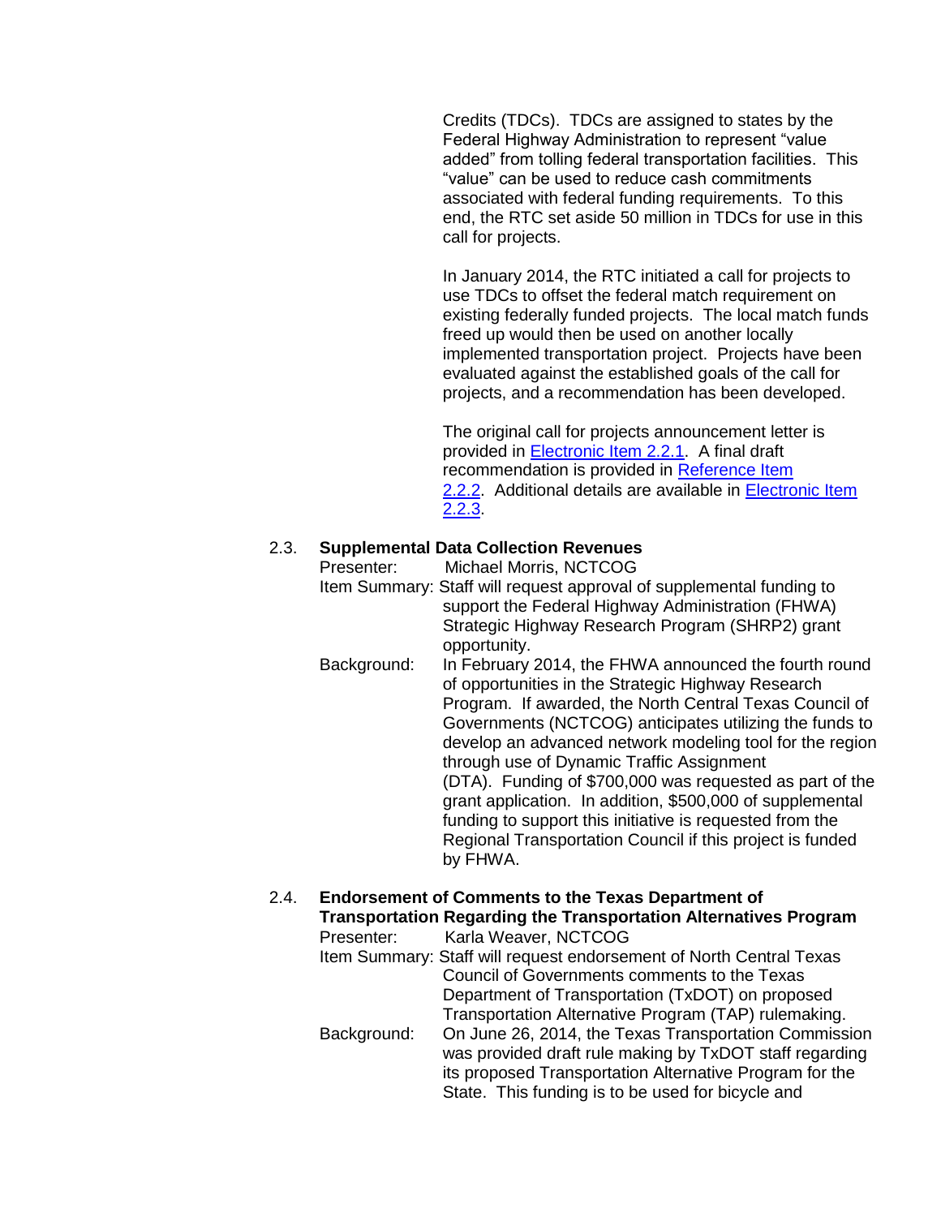Credits (TDCs). TDCs are assigned to states by the Federal Highway Administration to represent "value added" from tolling federal transportation facilities. This "value" can be used to reduce cash commitments associated with federal funding requirements. To this end, the RTC set aside 50 million in TDCs for use in this call for projects.

In January 2014, the RTC initiated a call for projects to use TDCs to offset the federal match requirement on existing federally funded projects. The local match funds freed up would then be used on another locally implemented transportation project. Projects have been evaluated against the established goals of the call for projects, and a recommendation has been developed.

The original call for projects announcement letter is provided in Electronic Item 2.2.1. A final draft recommendation is provided in Reference Item 2.2.2. Additional details are available in Electronic Item 2.2.3.

2.3. **Supplemental Data Collection Revenues**

Presenter: Michael Morris, NCTCOG

Item Summary: Staff will request approval of supplemental funding to support the Federal Highway Administration (FHWA) Strategic Highway Research Program (SHRP2) grant opportunity.

Background: In February 2014, the FHWA announced the fourth round of opportunities in the Strategic Highway Research Program. If awarded, the North Central Texas Council of Governments (NCTCOG) anticipates utilizing the funds to develop an advanced network modeling tool for the region through use of Dynamic Traffic Assignment (DTA). Funding of $700,000 was requested as part of the grant application. In addition, $500,000 of supplemental funding to support this initiative is requested from the Regional Transportation Council if this project is funded by FHWA.

2.4. **Endorsement of Comments to the Texas Department of Transportation Regarding the Transportation Alternatives Program**

Presenter: Karla Weaver, NCTCOG

Item Summary: Staff will request endorsement of North Central Texas Council of Governments comments to the Texas Department of Transportation (TxDOT) on proposed Transportation Alternative Program (TAP) rulemaking.

Background: On June 26, 2014, the Texas Transportation Commission was provided draft rule making by TxDOT staff regarding its proposed Transportation Alternative Program for the State. This funding is to be used for bicycle and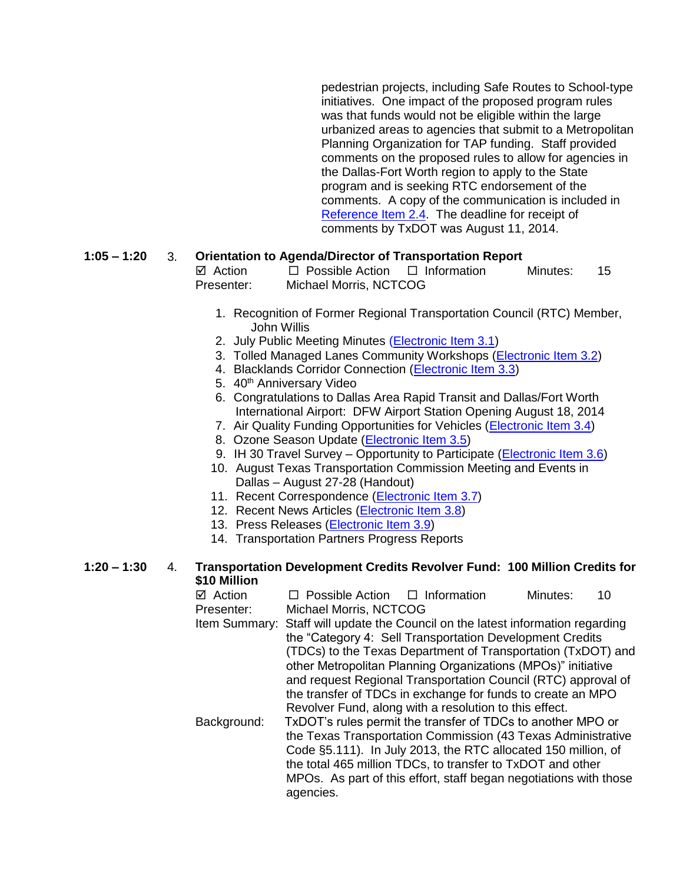pedestrian projects, including Safe Routes to School-type initiatives. One impact of the proposed program rules was that funds would not be eligible within the large urbanized areas to agencies that submit to a Metropolitan Planning Organization for TAP funding. Staff provided comments on the proposed rules to allow for agencies in the Dallas-Fort Worth region to apply to the State program and is seeking RTC endorsement of the comments. A copy of the communication is included in Reference Item 2.4. The deadline for receipt of comments by TxDOT was August 11, 2014.

**1:05 – 1:20** 3. **Orientation to Agenda/Director of Transportation Report**

☑ Action ☐ Possible Action ☐ Information Minutes: 15

Presenter: Michael Morris, NCTCOG

1. Recognition of Former Regional Transportation Council (RTC) Member, John Willis
2. July Public Meeting Minutes (Electronic Item 3.1)
3. Tolled Managed Lanes Community Workshops (Electronic Item 3.2)
4. Blacklands Corridor Connection (Electronic Item 3.3)
5. 40th Anniversary Video
6. Congratulations to Dallas Area Rapid Transit and Dallas/Fort Worth International Airport: DFW Airport Station Opening August 18, 2014
7. Air Quality Funding Opportunities for Vehicles (Electronic Item 3.4)
8. Ozone Season Update (Electronic Item 3.5)
9. IH 30 Travel Survey – Opportunity to Participate (Electronic Item 3.6)
10. August Texas Transportation Commission Meeting and Events in Dallas – August 27-28 (Handout)
11. Recent Correspondence (Electronic Item 3.7)
12. Recent News Articles (Electronic Item 3.8)
13. Press Releases (Electronic Item 3.9)
14. Transportation Partners Progress Reports

**1:20 – 1:30** 4. **Transportation Development Credits Revolver Fund: 100 Million Credits for $10 Million**

☑ Action ☐ Possible Action ☐ Information Minutes: 10

Presenter: Michael Morris, NCTCOG

Item Summary: Staff will update the Council on the latest information regarding the "Category 4: Sell Transportation Development Credits (TDCs) to the Texas Department of Transportation (TxDOT) and other Metropolitan Planning Organizations (MPOs)" initiative and request Regional Transportation Council (RTC) approval of the transfer of TDCs in exchange for funds to create an MPO Revolver Fund, along with a resolution to this effect.

Background: TxDOT's rules permit the transfer of TDCs to another MPO or the Texas Transportation Commission (43 Texas Administrative Code §5.111). In July 2013, the RTC allocated 150 million, of the total 465 million TDCs, to transfer to TxDOT and other MPOs. As part of this effort, staff began negotiations with those agencies.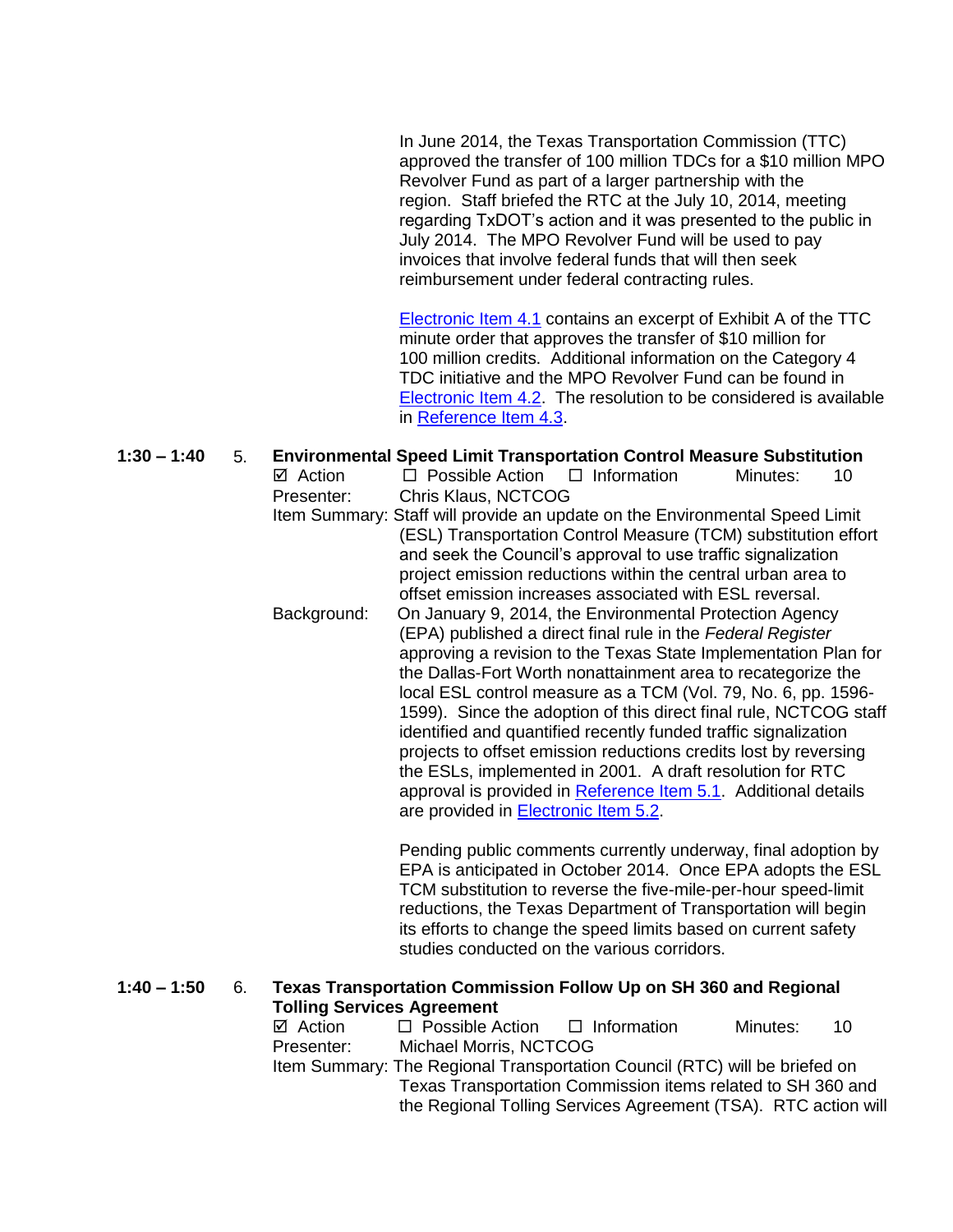In June 2014, the Texas Transportation Commission (TTC) approved the transfer of 100 million TDCs for a $10 million MPO Revolver Fund as part of a larger partnership with the region. Staff briefed the RTC at the July 10, 2014, meeting regarding TxDOT's action and it was presented to the public in July 2014. The MPO Revolver Fund will be used to pay invoices that involve federal funds that will then seek reimbursement under federal contracting rules.

Electronic Item 4.1 contains an excerpt of Exhibit A of the TTC minute order that approves the transfer of $10 million for 100 million credits. Additional information on the Category 4 TDC initiative and the MPO Revolver Fund can be found in Electronic Item 4.2. The resolution to be considered is available in Reference Item 4.3.

**1:30 – 1:40 5. Environmental Speed Limit Transportation Control Measure Substitution**

☑ Action ☐ Possible Action ☐ Information Minutes: 10

Presenter: Chris Klaus, NCTCOG

Item Summary: Staff will provide an update on the Environmental Speed Limit (ESL) Transportation Control Measure (TCM) substitution effort and seek the Council's approval to use traffic signalization project emission reductions within the central urban area to offset emission increases associated with ESL reversal.

Background: On January 9, 2014, the Environmental Protection Agency (EPA) published a direct final rule in the *Federal Register* approving a revision to the Texas State Implementation Plan for the Dallas-Fort Worth nonattainment area to recategorize the local ESL control measure as a TCM (Vol. 79, No. 6, pp. 1596-1599). Since the adoption of this direct final rule, NCTCOG staff identified and quantified recently funded traffic signalization projects to offset emission reductions credits lost by reversing the ESLs, implemented in 2001. A draft resolution for RTC approval is provided in Reference Item 5.1. Additional details are provided in Electronic Item 5.2.

Pending public comments currently underway, final adoption by EPA is anticipated in October 2014. Once EPA adopts the ESL TCM substitution to reverse the five-mile-per-hour speed-limit reductions, the Texas Department of Transportation will begin its efforts to change the speed limits based on current safety studies conducted on the various corridors.

**1:40 – 1:50 6. Texas Transportation Commission Follow Up on SH 360 and Regional Tolling Services Agreement**

☑ Action ☐ Possible Action ☐ Information Minutes: 10

Presenter: Michael Morris, NCTCOG

Item Summary: The Regional Transportation Council (RTC) will be briefed on Texas Transportation Commission items related to SH 360 and the Regional Tolling Services Agreement (TSA). RTC action will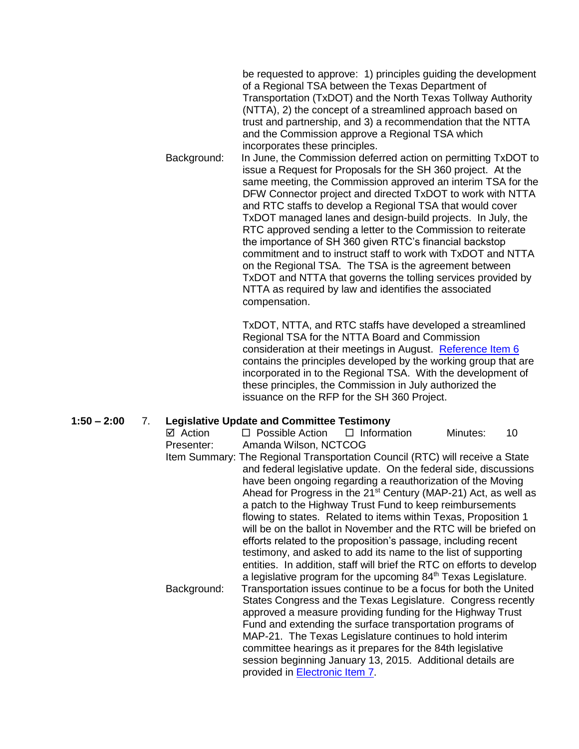be requested to approve: 1) principles guiding the development of a Regional TSA between the Texas Department of Transportation (TxDOT) and the North Texas Tollway Authority (NTTA), 2) the concept of a streamlined approach based on trust and partnership, and 3) a recommendation that the NTTA and the Commission approve a Regional TSA which incorporates these principles.

Background: In June, the Commission deferred action on permitting TxDOT to issue a Request for Proposals for the SH 360 project. At the same meeting, the Commission approved an interim TSA for the DFW Connector project and directed TxDOT to work with NTTA and RTC staffs to develop a Regional TSA that would cover TxDOT managed lanes and design-build projects. In July, the RTC approved sending a letter to the Commission to reiterate the importance of SH 360 given RTC's financial backstop commitment and to instruct staff to work with TxDOT and NTTA on the Regional TSA. The TSA is the agreement between TxDOT and NTTA that governs the tolling services provided by NTTA as required by law and identifies the associated compensation.

TxDOT, NTTA, and RTC staffs have developed a streamlined Regional TSA for the NTTA Board and Commission consideration at their meetings in August. Reference Item 6 contains the principles developed by the working group that are incorporated in to the Regional TSA. With the development of these principles, the Commission in July authorized the issuance on the RFP for the SH 360 Project.

**1:50 – 2:00** 7. **Legislative Update and Committee Testimony**

☑ Action ☐ Possible Action ☐ Information Minutes: 10

Presenter: Amanda Wilson, NCTCOG

Item Summary: The Regional Transportation Council (RTC) will receive a State and federal legislative update. On the federal side, discussions have been ongoing regarding a reauthorization of the Moving Ahead for Progress in the 21st Century (MAP-21) Act, as well as a patch to the Highway Trust Fund to keep reimbursements flowing to states. Related to items within Texas, Proposition 1 will be on the ballot in November and the RTC will be briefed on efforts related to the proposition's passage, including recent testimony, and asked to add its name to the list of supporting entities. In addition, staff will brief the RTC on efforts to develop a legislative program for the upcoming 84th Texas Legislature.

Background: Transportation issues continue to be a focus for both the United States Congress and the Texas Legislature. Congress recently approved a measure providing funding for the Highway Trust Fund and extending the surface transportation programs of MAP-21. The Texas Legislature continues to hold interim committee hearings as it prepares for the 84th legislative session beginning January 13, 2015. Additional details are provided in Electronic Item 7.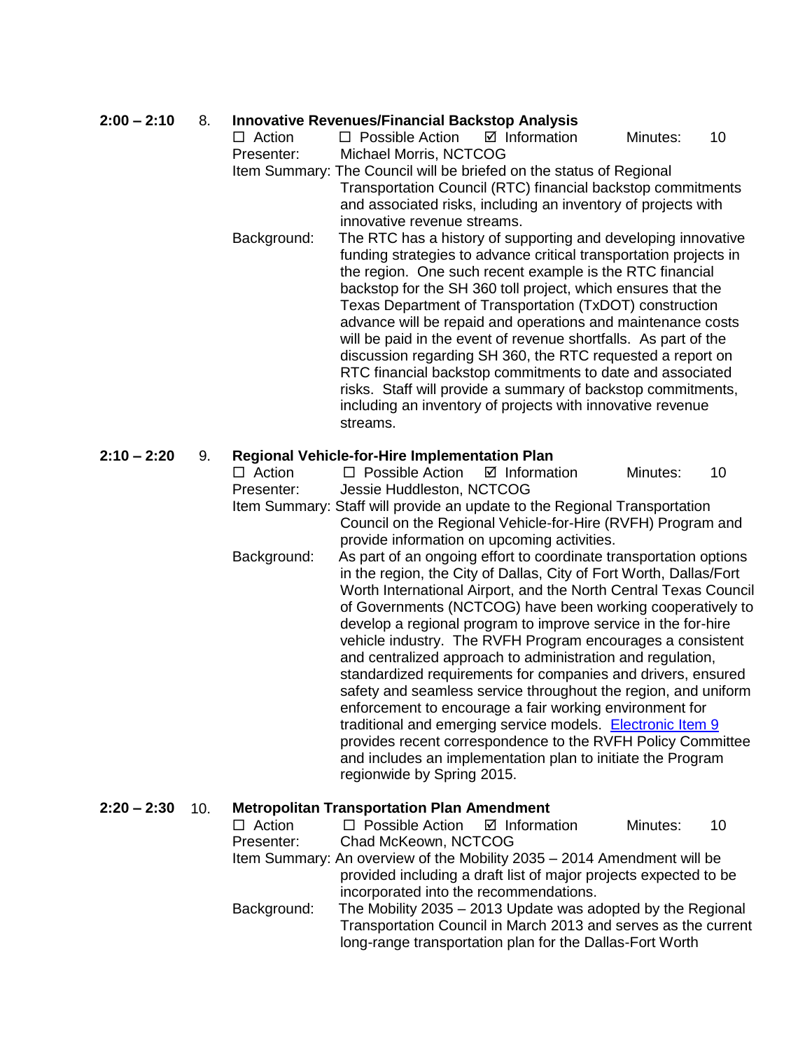**2:00 – 2:10** 8. **Innovative Revenues/Financial Backstop Analysis**

☐ Action ☐ Possible Action ☑ Information Minutes: 10

Presenter: Michael Morris, NCTCOG

Item Summary: The Council will be briefed on the status of Regional Transportation Council (RTC) financial backstop commitments and associated risks, including an inventory of projects with innovative revenue streams.

Background: The RTC has a history of supporting and developing innovative funding strategies to advance critical transportation projects in the region. One such recent example is the RTC financial backstop for the SH 360 toll project, which ensures that the Texas Department of Transportation (TxDOT) construction advance will be repaid and operations and maintenance costs will be paid in the event of revenue shortfalls. As part of the discussion regarding SH 360, the RTC requested a report on RTC financial backstop commitments to date and associated risks. Staff will provide a summary of backstop commitments, including an inventory of projects with innovative revenue streams.

**2:10 – 2:20** 9. **Regional Vehicle-for-Hire Implementation Plan**

☐ Action ☐ Possible Action ☑ Information Minutes: 10

Presenter: Jessie Huddleston, NCTCOG

Item Summary: Staff will provide an update to the Regional Transportation Council on the Regional Vehicle-for-Hire (RVFH) Program and provide information on upcoming activities.

Background: As part of an ongoing effort to coordinate transportation options in the region, the City of Dallas, City of Fort Worth, Dallas/Fort Worth International Airport, and the North Central Texas Council of Governments (NCTCOG) have been working cooperatively to develop a regional program to improve service in the for-hire vehicle industry. The RVFH Program encourages a consistent and centralized approach to administration and regulation, standardized requirements for companies and drivers, ensured safety and seamless service throughout the region, and uniform enforcement to encourage a fair working environment for traditional and emerging service models. Electronic Item 9 provides recent correspondence to the RVFH Policy Committee and includes an implementation plan to initiate the Program regionwide by Spring 2015.

**2:20 – 2:30** 10. **Metropolitan Transportation Plan Amendment**

☐ Action ☐ Possible Action ☑ Information Minutes: 10

Presenter: Chad McKeown, NCTCOG

Item Summary: An overview of the Mobility 2035 – 2014 Amendment will be provided including a draft list of major projects expected to be incorporated into the recommendations.

Background: The Mobility 2035 – 2013 Update was adopted by the Regional Transportation Council in March 2013 and serves as the current long-range transportation plan for the Dallas-Fort Worth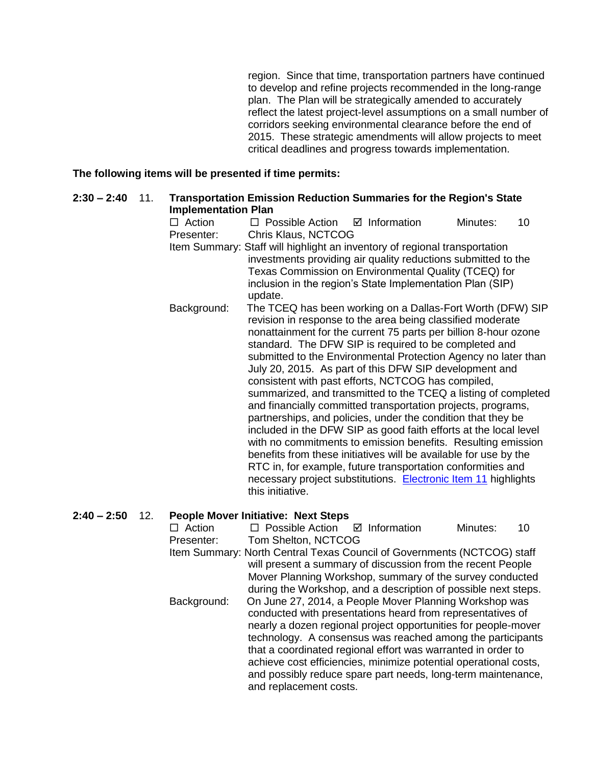region. Since that time, transportation partners have continued to develop and refine projects recommended in the long-range plan. The Plan will be strategically amended to accurately reflect the latest project-level assumptions on a small number of corridors seeking environmental clearance before the end of 2015. These strategic amendments will allow projects to meet critical deadlines and progress towards implementation.

**The following items will be presented if time permits:**

**2:30 – 2:40** 11. **Transportation Emission Reduction Summaries for the Region's State Implementation Plan**

☐ Action ☐ Possible Action ☑ Information Minutes: 10

Presenter: Chris Klaus, NCTCOG

Item Summary: Staff will highlight an inventory of regional transportation investments providing air quality reductions submitted to the Texas Commission on Environmental Quality (TCEQ) for inclusion in the region's State Implementation Plan (SIP) update.

Background: The TCEQ has been working on a Dallas-Fort Worth (DFW) SIP revision in response to the area being classified moderate nonattainment for the current 75 parts per billion 8-hour ozone standard. The DFW SIP is required to be completed and submitted to the Environmental Protection Agency no later than July 20, 2015. As part of this DFW SIP development and consistent with past efforts, NCTCOG has compiled, summarized, and transmitted to the TCEQ a listing of completed and financially committed transportation projects, programs, partnerships, and policies, under the condition that they be included in the DFW SIP as good faith efforts at the local level with no commitments to emission benefits. Resulting emission benefits from these initiatives will be available for use by the RTC in, for example, future transportation conformities and necessary project substitutions. Electronic Item 11 highlights this initiative.

**2:40 – 2:50** 12. **People Mover Initiative: Next Steps**

☐ Action ☐ Possible Action ☑ Information Minutes: 10

Presenter: Tom Shelton, NCTCOG

Item Summary: North Central Texas Council of Governments (NCTCOG) staff will present a summary of discussion from the recent People Mover Planning Workshop, summary of the survey conducted during the Workshop, and a description of possible next steps.

Background: On June 27, 2014, a People Mover Planning Workshop was conducted with presentations heard from representatives of nearly a dozen regional project opportunities for people-mover technology. A consensus was reached among the participants that a coordinated regional effort was warranted in order to achieve cost efficiencies, minimize potential operational costs, and possibly reduce spare part needs, long-term maintenance, and replacement costs.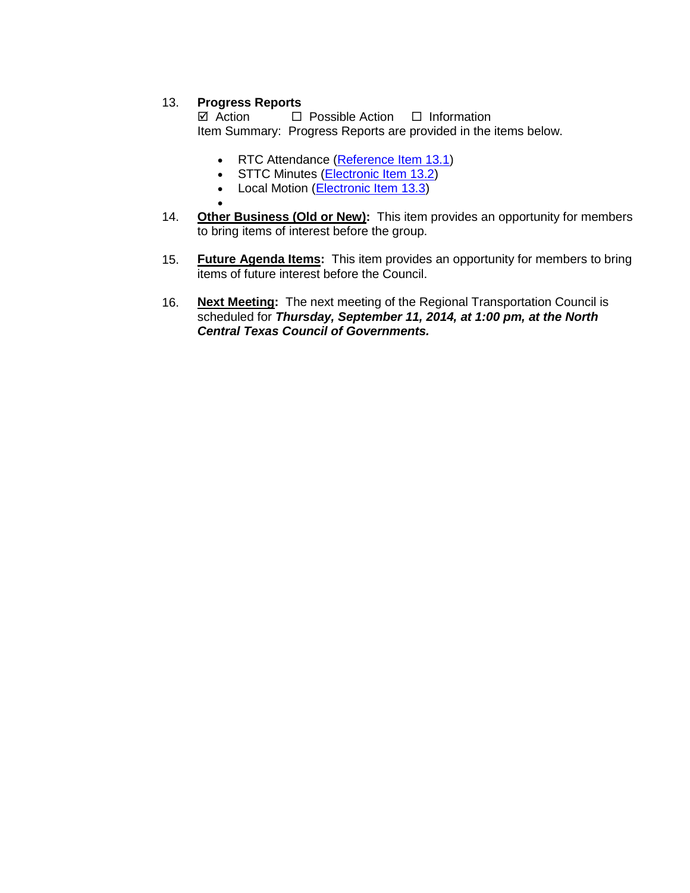13. **Progress Reports**
    ☑ Action ☐ Possible Action ☐ Information
    Item Summary: Progress Reports are provided in the items below.

    - RTC Attendance (Reference Item 13.1)
    - STTC Minutes (Electronic Item 13.2)
    - Local Motion (Electronic Item 13.3)
    -

14. **Other Business (Old or New):** This item provides an opportunity for members to bring items of interest before the group.

15. **Future Agenda Items:** This item provides an opportunity for members to bring items of future interest before the Council.

16. **Next Meeting:** The next meeting of the Regional Transportation Council is scheduled for ***Thursday, September 11, 2014, at 1:00 pm, at the North Central Texas Council of Governments.***